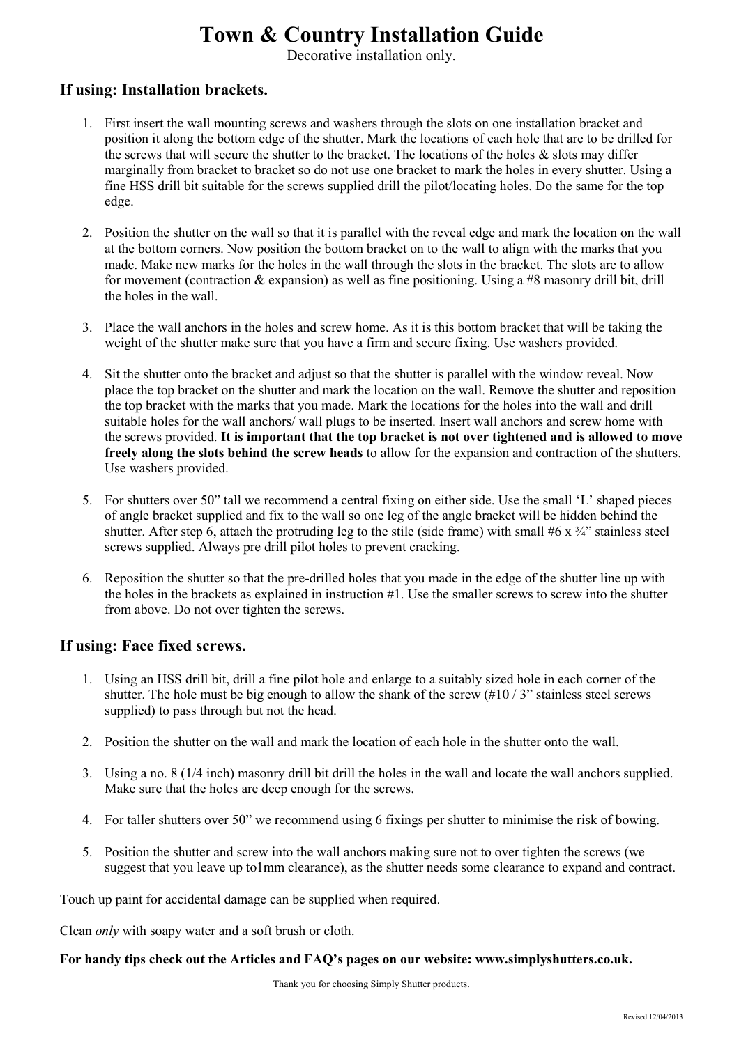# Town & Country Installation Guide

Decorative installation only.

## If using: Installation brackets.

1. First insert the wall mounting screws and washers through the slots on one installation bracket and position it along the bottom edge of the shutter. Mark the locations of each hole that are to be drilled for the screws that will secure the shutter to the bracket. The locations of the holes & slots may differ marginally from bracket to bracket so do not use one bracket to mark the holes in every shutter. Using a fine HSS drill bit suitable for the screws supplied drill the pilot/locating holes. Do the same for the top edge.

2. Position the shutter on the wall so that it is parallel with the reveal edge and mark the location on the wall at the bottom corners. Now position the bottom bracket on to the wall to align with the marks that you made. Make new marks for the holes in the wall through the slots in the bracket. The slots are to allow for movement (contraction & expansion) as well as fine positioning. Using a #8 masonry drill bit, drill the holes in the wall.

3. Place the wall anchors in the holes and screw home. As it is this bottom bracket that will be taking the weight of the shutter make sure that you have a firm and secure fixing. Use washers provided.

4. Sit the shutter onto the bracket and adjust so that the shutter is parallel with the window reveal. Now place the top bracket on the shutter and mark the location on the wall. Remove the shutter and reposition the top bracket with the marks that you made. Mark the locations for the holes into the wall and drill suitable holes for the wall anchors/ wall plugs to be inserted. Insert wall anchors and screw home with the screws provided. **It is important that the top bracket is not over tightened and is allowed to move freely along the slots behind the screw heads** to allow for the expansion and contraction of the shutters. Use washers provided.

5. For shutters over 50" tall we recommend a central fixing on either side. Use the small 'L' shaped pieces of angle bracket supplied and fix to the wall so one leg of the angle bracket will be hidden behind the shutter. After step 6, attach the protruding leg to the stile (side frame) with small #6 x ¾" stainless steel screws supplied. Always pre drill pilot holes to prevent cracking.

6. Reposition the shutter so that the pre-drilled holes that you made in the edge of the shutter line up with the holes in the brackets as explained in instruction #1. Use the smaller screws to screw into the shutter from above. Do not over tighten the screws.

## If using: Face fixed screws.

1. Using an HSS drill bit, drill a fine pilot hole and enlarge to a suitably sized hole in each corner of the shutter. The hole must be big enough to allow the shank of the screw (#10 / 3" stainless steel screws supplied) to pass through but not the head.

2. Position the shutter on the wall and mark the location of each hole in the shutter onto the wall.

3. Using a no. 8 (1/4 inch) masonry drill bit drill the holes in the wall and locate the wall anchors supplied. Make sure that the holes are deep enough for the screws.

4. For taller shutters over 50" we recommend using 6 fixings per shutter to minimise the risk of bowing.

5. Position the shutter and screw into the wall anchors making sure not to over tighten the screws (we suggest that you leave up to1mm clearance), as the shutter needs some clearance to expand and contract.

Touch up paint for accidental damage can be supplied when required.

Clean *only* with soapy water and a soft brush or cloth.

**For handy tips check out the Articles and FAQ's pages on our website: www.simplyshutters.co.uk.**

Thank you for choosing Simply Shutter products.

Revised 12/04/2013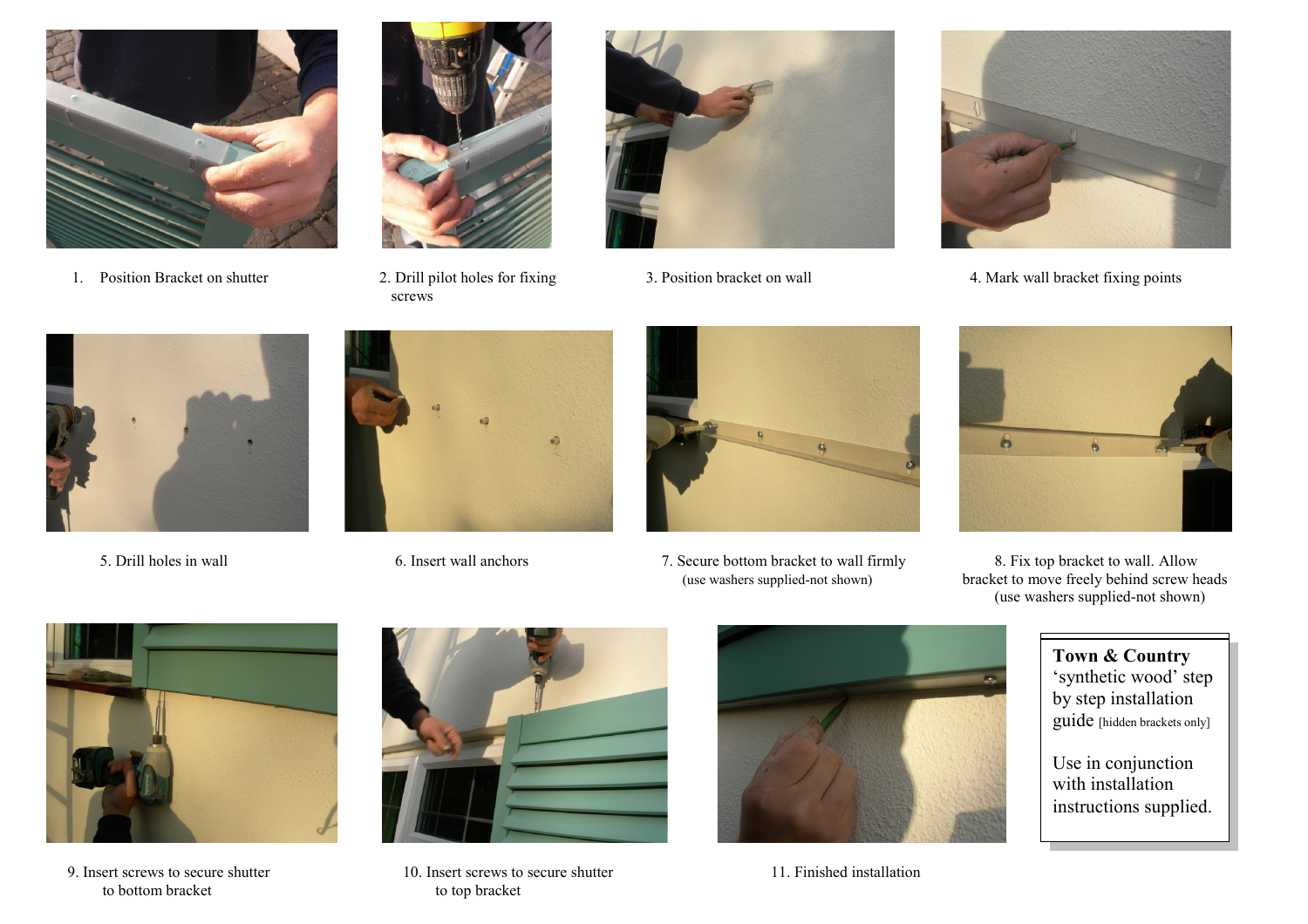1. Position Bracket on shutter

2. Drill pilot holes for fixing screws

3. Position bracket on wall

4. Mark wall bracket fixing points

5. Drill holes in wall

6. Insert wall anchors

7. Secure bottom bracket to wall firmly (use washers supplied-not shown)

8. Fix top bracket to wall. Allow bracket to move freely behind screw heads (use washers supplied-not shown)

9. Insert screws to secure shutter to bottom bracket

10. Insert screws to secure shutter to top bracket

11. Finished installation

**Town & Country** 'synthetic wood' step by step installation guide [hidden brackets only]

Use in conjunction with installation instructions supplied.